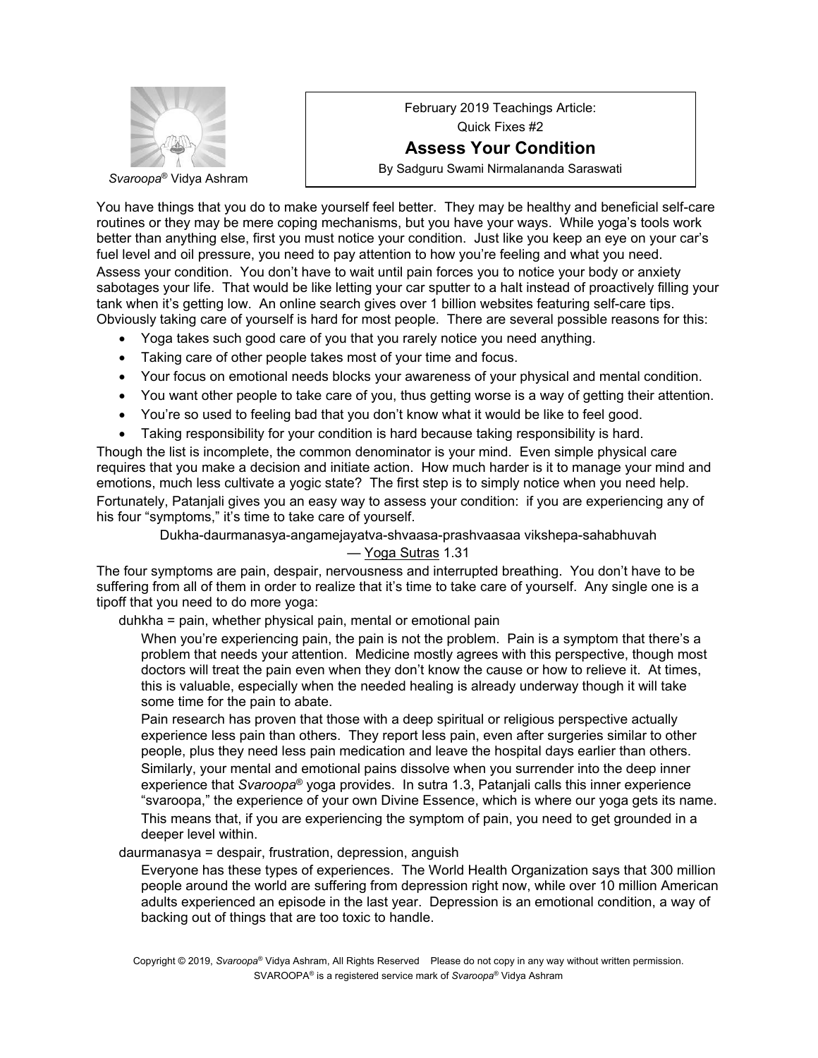*Svaroopa®* Vidya Ashram

February 2019 Teachings Article:
Quick Fixes #2

# Assess Your Condition

By Sadguru Swami Nirmalananda Saraswati

You have things that you do to make yourself feel better. They may be healthy and beneficial self-care routines or they may be mere coping mechanisms, but you have your ways. While yoga's tools work better than anything else, first you must notice your condition. Just like you keep an eye on your car's fuel level and oil pressure, you need to pay attention to how you're feeling and what you need.

Assess your condition. You don't have to wait until pain forces you to notice your body or anxiety sabotages your life. That would be like letting your car sputter to a halt instead of proactively filling your tank when it's getting low. An online search gives over 1 billion websites featuring self-care tips. Obviously taking care of yourself is hard for most people. There are several possible reasons for this:

- Yoga takes such good care of you that you rarely notice you need anything.
- Taking care of other people takes most of your time and focus.
- Your focus on emotional needs blocks your awareness of your physical and mental condition.
- You want other people to take care of you, thus getting worse is a way of getting their attention.
- You're so used to feeling bad that you don't know what it would be like to feel good.
- Taking responsibility for your condition is hard because taking responsibility is hard.

Though the list is incomplete, the common denominator is your mind. Even simple physical care requires that you make a decision and initiate action. How much harder is it to manage your mind and emotions, much less cultivate a yogic state? The first step is to simply notice when you need help.

Fortunately, Patanjali gives you an easy way to assess your condition: if you are experiencing any of his four "symptoms," it's time to take care of yourself.

Dukha-daurmanasya-angamejayatva-shvaasa-prashvaasaa vikshepa-sahabhuvah
— Yoga Sutras 1.31

The four symptoms are pain, despair, nervousness and interrupted breathing. You don't have to be suffering from all of them in order to realize that it's time to take care of yourself. Any single one is a tipoff that you need to do more yoga:

duhkha = pain, whether physical pain, mental or emotional pain

When you're experiencing pain, the pain is not the problem. Pain is a symptom that there's a problem that needs your attention. Medicine mostly agrees with this perspective, though most doctors will treat the pain even when they don't know the cause or how to relieve it. At times, this is valuable, especially when the needed healing is already underway though it will take some time for the pain to abate.

Pain research has proven that those with a deep spiritual or religious perspective actually experience less pain than others. They report less pain, even after surgeries similar to other people, plus they need less pain medication and leave the hospital days earlier than others.

Similarly, your mental and emotional pains dissolve when you surrender into the deep inner experience that *Svaroopa®* yoga provides. In sutra 1.3, Patanjali calls this inner experience "svaroopa," the experience of your own Divine Essence, which is where our yoga gets its name.

This means that, if you are experiencing the symptom of pain, you need to get grounded in a deeper level within.

daurmanasya = despair, frustration, depression, anguish

Everyone has these types of experiences. The World Health Organization says that 300 million people around the world are suffering from depression right now, while over 10 million American adults experienced an episode in the last year. Depression is an emotional condition, a way of backing out of things that are too toxic to handle.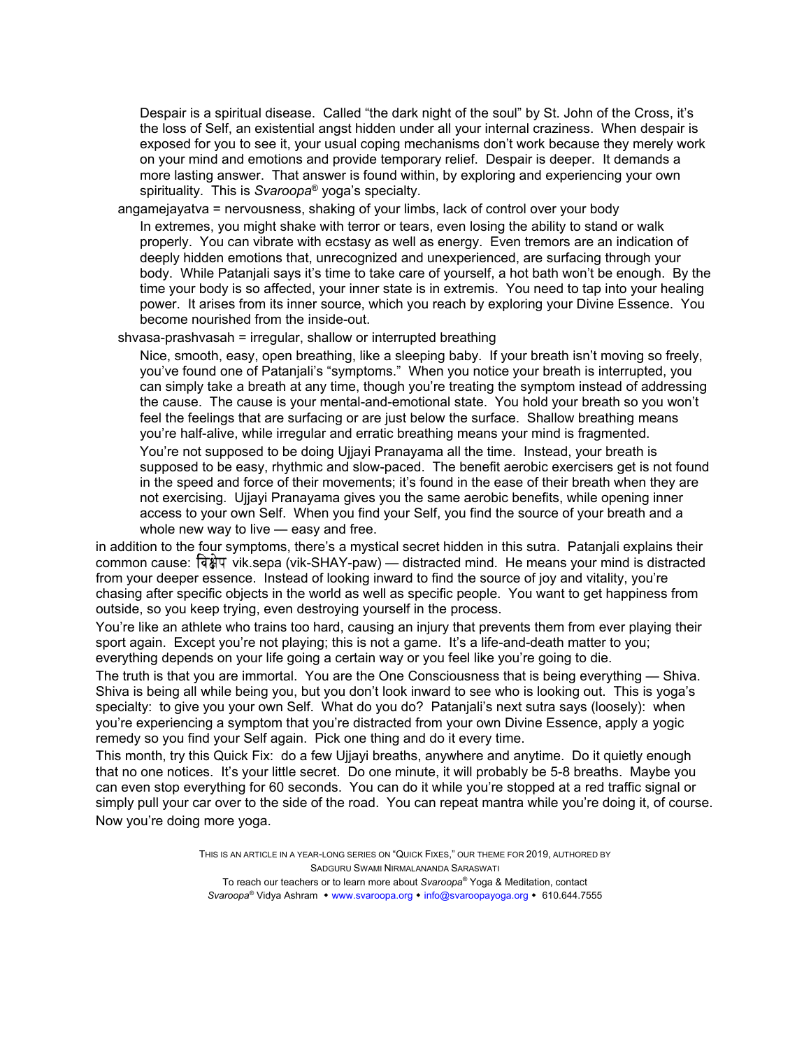Despair is a spiritual disease. Called "the dark night of the soul" by St. John of the Cross, it's the loss of Self, an existential angst hidden under all your internal craziness. When despair is exposed for you to see it, your usual coping mechanisms don't work because they merely work on your mind and emotions and provide temporary relief. Despair is deeper. It demands a more lasting answer. That answer is found within, by exploring and experiencing your own spirituality. This is *Svaroopa*® yoga's specialty.

angamejayatva = nervousness, shaking of your limbs, lack of control over your body

In extremes, you might shake with terror or tears, even losing the ability to stand or walk properly. You can vibrate with ecstasy as well as energy. Even tremors are an indication of deeply hidden emotions that, unrecognized and unexperienced, are surfacing through your body. While Patanjali says it's time to take care of yourself, a hot bath won't be enough. By the time your body is so affected, your inner state is in extremis. You need to tap into your healing power. It arises from its inner source, which you reach by exploring your Divine Essence. You become nourished from the inside-out.

shvasa-prashvasah = irregular, shallow or interrupted breathing

Nice, smooth, easy, open breathing, like a sleeping baby. If your breath isn't moving so freely, you've found one of Patanjali's "symptoms." When you notice your breath is interrupted, you can simply take a breath at any time, though you're treating the symptom instead of addressing the cause. The cause is your mental-and-emotional state. You hold your breath so you won't feel the feelings that are surfacing or are just below the surface. Shallow breathing means you're half-alive, while irregular and erratic breathing means your mind is fragmented.

You're not supposed to be doing Ujjayi Pranayama all the time. Instead, your breath is supposed to be easy, rhythmic and slow-paced. The benefit aerobic exercisers get is not found in the speed and force of their movements; it's found in the ease of their breath when they are not exercising. Ujjayi Pranayama gives you the same aerobic benefits, while opening inner access to your own Self. When you find your Self, you find the source of your breath and a whole new way to live — easy and free.

in addition to the four symptoms, there's a mystical secret hidden in this sutra. Patanjali explains their common cause: विक्षेप vik.sepa (vik-SHAY-paw) — distracted mind. He means your mind is distracted from your deeper essence. Instead of looking inward to find the source of joy and vitality, you're chasing after specific objects in the world as well as specific people. You want to get happiness from outside, so you keep trying, even destroying yourself in the process.

You're like an athlete who trains too hard, causing an injury that prevents them from ever playing their sport again. Except you're not playing; this is not a game. It's a life-and-death matter to you; everything depends on your life going a certain way or you feel like you're going to die.

The truth is that you are immortal. You are the One Consciousness that is being everything — Shiva. Shiva is being all while being you, but you don't look inward to see who is looking out. This is yoga's specialty: to give you your own Self. What do you do? Patanjali's next sutra says (loosely): when you're experiencing a symptom that you're distracted from your own Divine Essence, apply a yogic remedy so you find your Self again. Pick one thing and do it every time.

This month, try this Quick Fix: do a few Ujjayi breaths, anywhere and anytime. Do it quietly enough that no one notices. It's your little secret. Do one minute, it will probably be 5-8 breaths. Maybe you can even stop everything for 60 seconds. You can do it while you're stopped at a red traffic signal or simply pull your car over to the side of the road. You can repeat mantra while you're doing it, of course. Now you're doing more yoga.

This is an article in a year-long series on "Quick Fixes," our theme for 2019, authored by Sadguru Swami Nirmalananda Saraswati

To reach our teachers or to learn more about *Svaroopa*® Yoga & Meditation, contact *Svaroopa*® Vidya Ashram • www.svaroopa.org • info@svaroopayoga.org • 610.644.7555